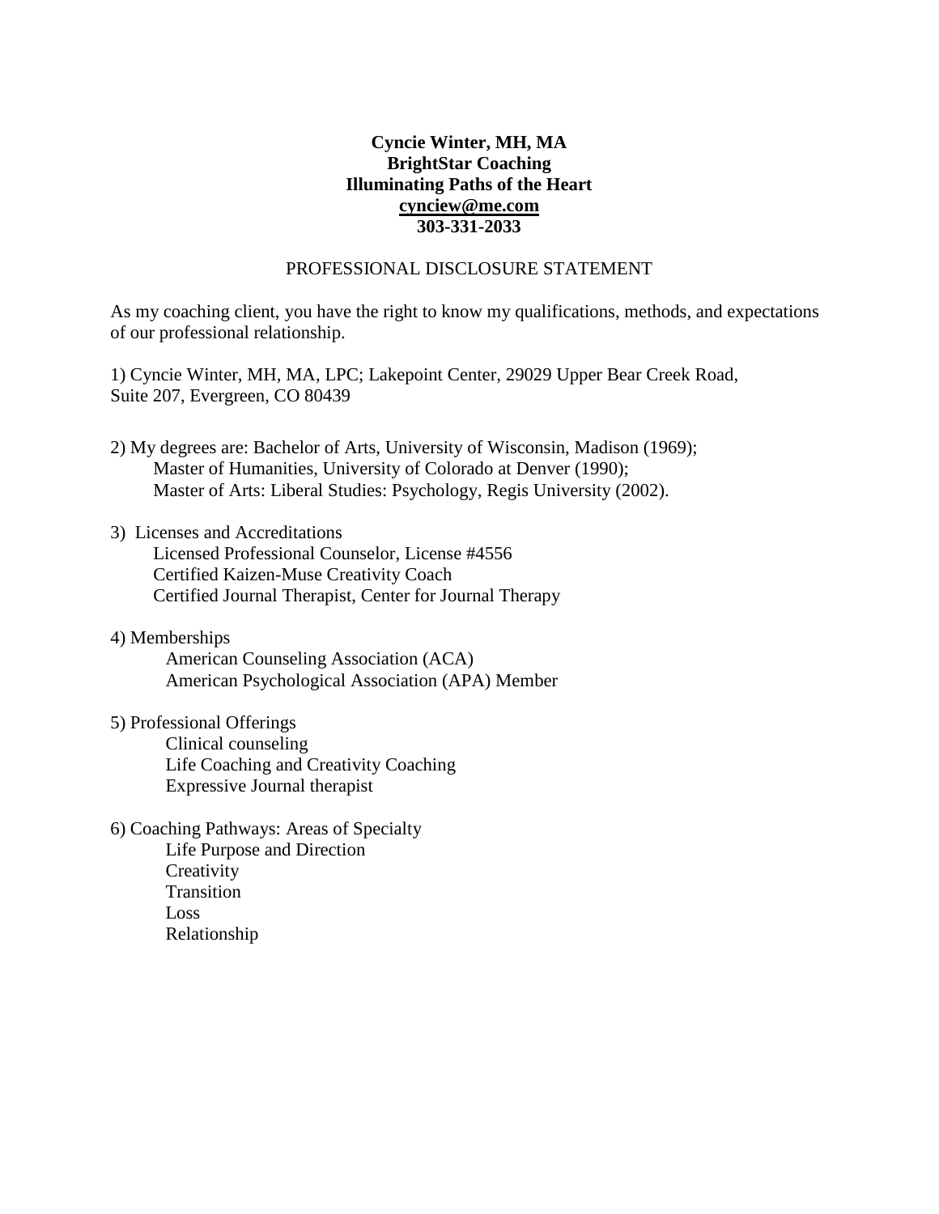**Cyncie Winter, MH, MA**
**BrightStar Coaching**
**Illuminating Paths of the Heart**
**cynciew@me.com**
**303-331-2033**

PROFESSIONAL DISCLOSURE STATEMENT

As my coaching client, you have the right to know my qualifications, methods, and expectations of our professional relationship.

1) Cyncie Winter, MH, MA, LPC; Lakepoint Center, 29029 Upper Bear Creek Road, Suite 207, Evergreen, CO 80439

2) My degrees are: Bachelor of Arts, University of Wisconsin, Madison (1969);
   Master of Humanities, University of Colorado at Denver (1990);
   Master of Arts: Liberal Studies: Psychology, Regis University (2002).

3) Licenses and Accreditations
   Licensed Professional Counselor, License #4556
   Certified Kaizen-Muse Creativity Coach
   Certified Journal Therapist, Center for Journal Therapy

4) Memberships
   American Counseling Association (ACA)
   American Psychological Association (APA) Member

5) Professional Offerings
   Clinical counseling
   Life Coaching and Creativity Coaching
   Expressive Journal therapist

6) Coaching Pathways: Areas of Specialty
   Life Purpose and Direction
   Creativity
   Transition
   Loss
   Relationship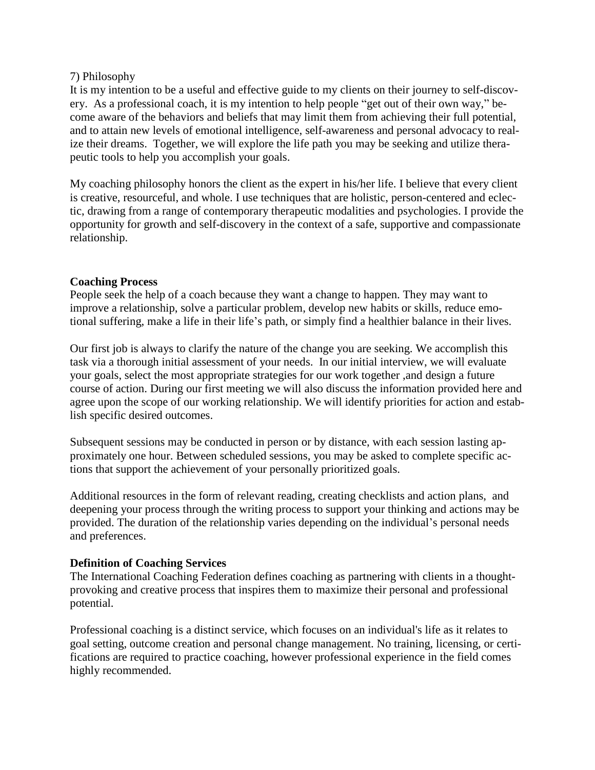7) Philosophy

It is my intention to be a useful and effective guide to my clients on their journey to self-discovery. As a professional coach, it is my intention to help people "get out of their own way," become aware of the behaviors and beliefs that may limit them from achieving their full potential, and to attain new levels of emotional intelligence, self-awareness and personal advocacy to realize their dreams. Together, we will explore the life path you may be seeking and utilize therapeutic tools to help you accomplish your goals.

My coaching philosophy honors the client as the expert in his/her life. I believe that every client is creative, resourceful, and whole. I use techniques that are holistic, person-centered and eclectic, drawing from a range of contemporary therapeutic modalities and psychologies. I provide the opportunity for growth and self-discovery in the context of a safe, supportive and compassionate relationship.

**Coaching Process**

People seek the help of a coach because they want a change to happen. They may want to improve a relationship, solve a particular problem, develop new habits or skills, reduce emotional suffering, make a life in their life's path, or simply find a healthier balance in their lives.

Our first job is always to clarify the nature of the change you are seeking. We accomplish this task via a thorough initial assessment of your needs. In our initial interview, we will evaluate your goals, select the most appropriate strategies for our work together ,and design a future course of action. During our first meeting we will also discuss the information provided here and agree upon the scope of our working relationship. We will identify priorities for action and establish specific desired outcomes.

Subsequent sessions may be conducted in person or by distance, with each session lasting approximately one hour. Between scheduled sessions, you may be asked to complete specific actions that support the achievement of your personally prioritized goals.

Additional resources in the form of relevant reading, creating checklists and action plans, and deepening your process through the writing process to support your thinking and actions may be provided. The duration of the relationship varies depending on the individual's personal needs and preferences.

**Definition of Coaching Services**

The International Coaching Federation defines coaching as partnering with clients in a thought-provoking and creative process that inspires them to maximize their personal and professional potential.

Professional coaching is a distinct service, which focuses on an individual's life as it relates to goal setting, outcome creation and personal change management. No training, licensing, or certifications are required to practice coaching, however professional experience in the field comes highly recommended.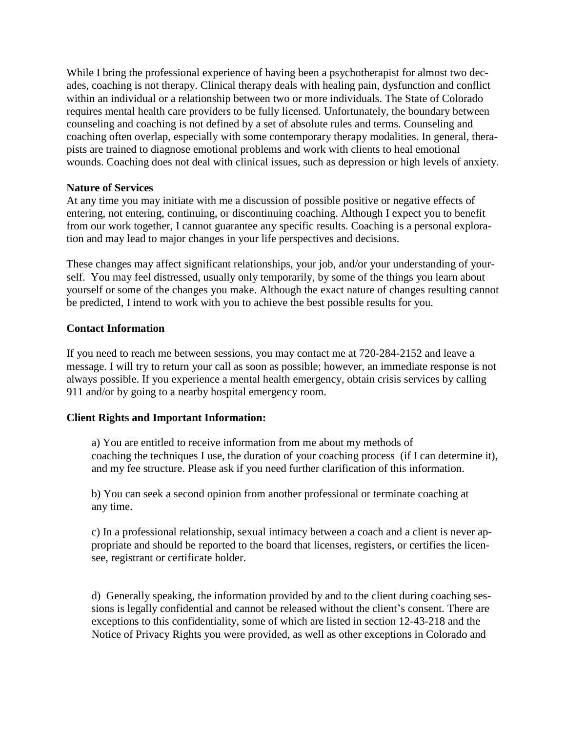While I bring the professional experience of having been a psychotherapist for almost two decades, coaching is not therapy. Clinical therapy deals with healing pain, dysfunction and conflict within an individual or a relationship between two or more individuals. The State of Colorado requires mental health care providers to be fully licensed. Unfortunately, the boundary between counseling and coaching is not defined by a set of absolute rules and terms. Counseling and coaching often overlap, especially with some contemporary therapy modalities. In general, therapists are trained to diagnose emotional problems and work with clients to heal emotional wounds. Coaching does not deal with clinical issues, such as depression or high levels of anxiety.

**Nature of Services**

At any time you may initiate with me a discussion of possible positive or negative effects of entering, not entering, continuing, or discontinuing coaching. Although I expect you to benefit from our work together, I cannot guarantee any specific results. Coaching is a personal exploration and may lead to major changes in your life perspectives and decisions.

These changes may affect significant relationships, your job, and/or your understanding of yourself. You may feel distressed, usually only temporarily, by some of the things you learn about yourself or some of the changes you make. Although the exact nature of changes resulting cannot be predicted, I intend to work with you to achieve the best possible results for you.

**Contact Information**

If you need to reach me between sessions, you may contact me at 720-284-2152 and leave a message. I will try to return your call as soon as possible; however, an immediate response is not always possible. If you experience a mental health emergency, obtain crisis services by calling 911 and/or by going to a nearby hospital emergency room.

**Client Rights and Important Information:**

a) You are entitled to receive information from me about my methods of coaching the techniques I use, the duration of your coaching process (if I can determine it), and my fee structure. Please ask if you need further clarification of this information.

b) You can seek a second opinion from another professional or terminate coaching at any time.

c) In a professional relationship, sexual intimacy between a coach and a client is never appropriate and should be reported to the board that licenses, registers, or certifies the licensee, registrant or certificate holder.

d) Generally speaking, the information provided by and to the client during coaching sessions is legally confidential and cannot be released without the client's consent. There are exceptions to this confidentiality, some of which are listed in section 12-43-218 and the Notice of Privacy Rights you were provided, as well as other exceptions in Colorado and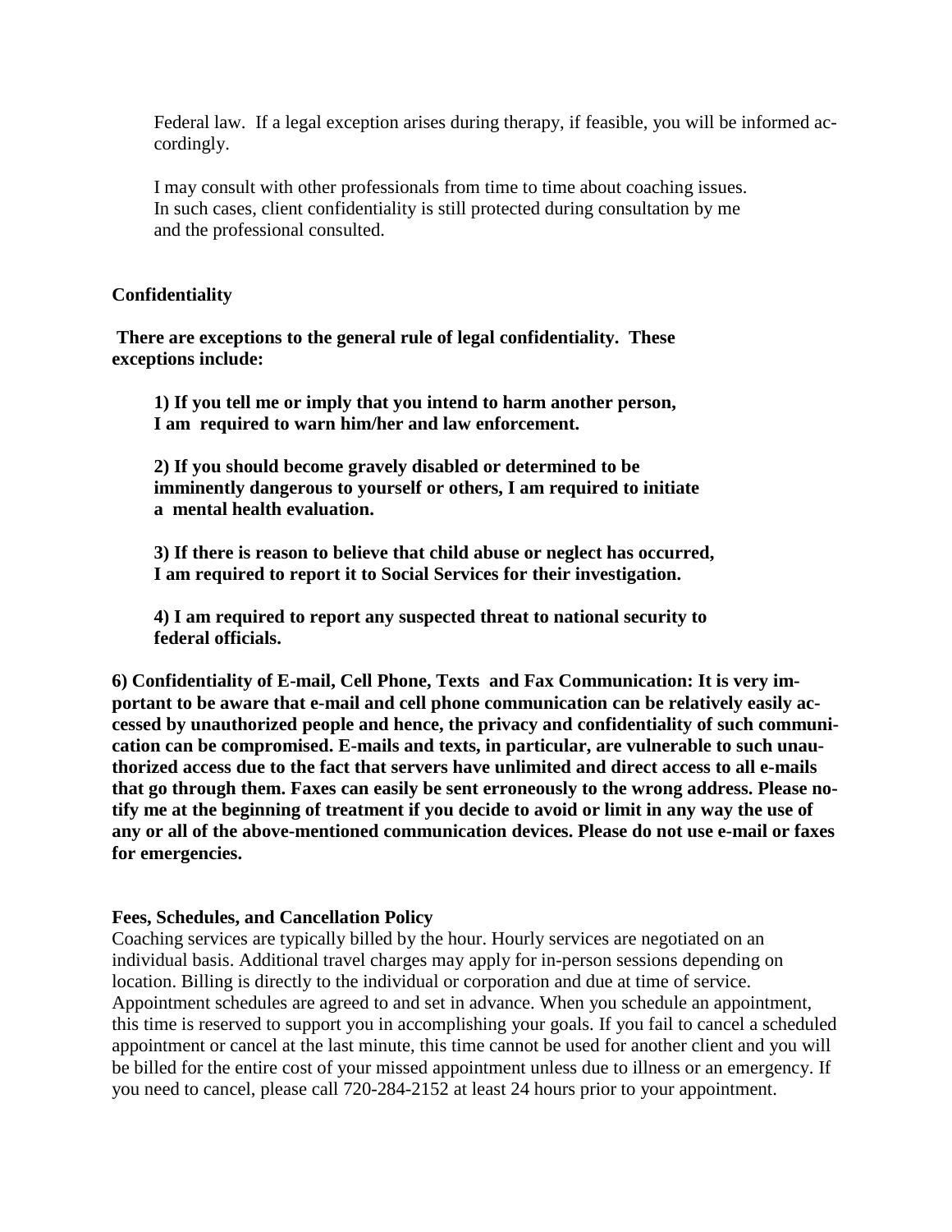Federal law. If a legal exception arises during therapy, if feasible, you will be informed accordingly.

I may consult with other professionals from time to time about coaching issues. In such cases, client confidentiality is still protected during consultation by me and the professional consulted.

**Confidentiality**

**There are exceptions to the general rule of legal confidentiality. These exceptions include:**

**1) If you tell me or imply that you intend to harm another person, I am required to warn him/her and law enforcement.**

**2) If you should become gravely disabled or determined to be imminently dangerous to yourself or others, I am required to initiate a mental health evaluation.**

**3) If there is reason to believe that child abuse or neglect has occurred, I am required to report it to Social Services for their investigation.**

**4) I am required to report any suspected threat to national security to federal officials.**

**6) Confidentiality of E-mail, Cell Phone, Texts and Fax Communication: It is very important to be aware that e-mail and cell phone communication can be relatively easily accessed by unauthorized people and hence, the privacy and confidentiality of such communication can be compromised. E-mails and texts, in particular, are vulnerable to such unauthorized access due to the fact that servers have unlimited and direct access to all e-mails that go through them. Faxes can easily be sent erroneously to the wrong address. Please notify me at the beginning of treatment if you decide to avoid or limit in any way the use of any or all of the above-mentioned communication devices. Please do not use e-mail or faxes for emergencies.**

**Fees, Schedules, and Cancellation Policy**

Coaching services are typically billed by the hour. Hourly services are negotiated on an individual basis. Additional travel charges may apply for in-person sessions depending on location. Billing is directly to the individual or corporation and due at time of service. Appointment schedules are agreed to and set in advance. When you schedule an appointment, this time is reserved to support you in accomplishing your goals. If you fail to cancel a scheduled appointment or cancel at the last minute, this time cannot be used for another client and you will be billed for the entire cost of your missed appointment unless due to illness or an emergency. If you need to cancel, please call 720-284-2152 at least 24 hours prior to your appointment.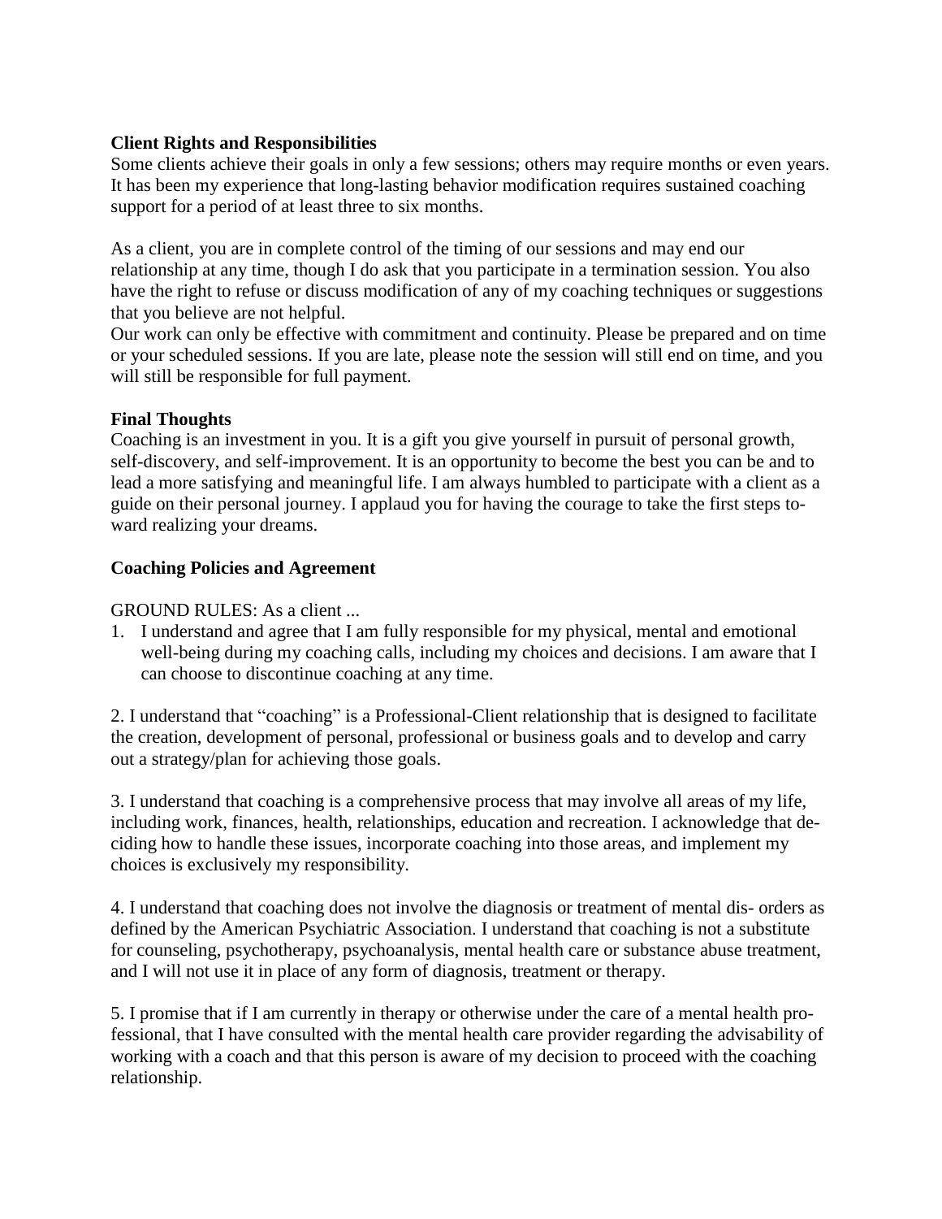**Client Rights and Responsibilities**

Some clients achieve their goals in only a few sessions; others may require months or even years. It has been my experience that long-lasting behavior modification requires sustained coaching support for a period of at least three to six months.

As a client, you are in complete control of the timing of our sessions and may end our relationship at any time, though I do ask that you participate in a termination session. You also have the right to refuse or discuss modification of any of my coaching techniques or suggestions that you believe are not helpful.

Our work can only be effective with commitment and continuity. Please be prepared and on time or your scheduled sessions. If you are late, please note the session will still end on time, and you will still be responsible for full payment.

**Final Thoughts**

Coaching is an investment in you. It is a gift you give yourself in pursuit of personal growth, self-discovery, and self-improvement. It is an opportunity to become the best you can be and to lead a more satisfying and meaningful life. I am always humbled to participate with a client as a guide on their personal journey. I applaud you for having the courage to take the first steps toward realizing your dreams.

**Coaching Policies and Agreement**

GROUND RULES: As a client ...

1. I understand and agree that I am fully responsible for my physical, mental and emotional well-being during my coaching calls, including my choices and decisions. I am aware that I can choose to discontinue coaching at any time.

2. I understand that "coaching" is a Professional-Client relationship that is designed to facilitate the creation, development of personal, professional or business goals and to develop and carry out a strategy/plan for achieving those goals.

3. I understand that coaching is a comprehensive process that may involve all areas of my life, including work, finances, health, relationships, education and recreation. I acknowledge that deciding how to handle these issues, incorporate coaching into those areas, and implement my choices is exclusively my responsibility.

4. I understand that coaching does not involve the diagnosis or treatment of mental dis- orders as defined by the American Psychiatric Association. I understand that coaching is not a substitute for counseling, psychotherapy, psychoanalysis, mental health care or substance abuse treatment, and I will not use it in place of any form of diagnosis, treatment or therapy.

5. I promise that if I am currently in therapy or otherwise under the care of a mental health professional, that I have consulted with the mental health care provider regarding the advisability of working with a coach and that this person is aware of my decision to proceed with the coaching relationship.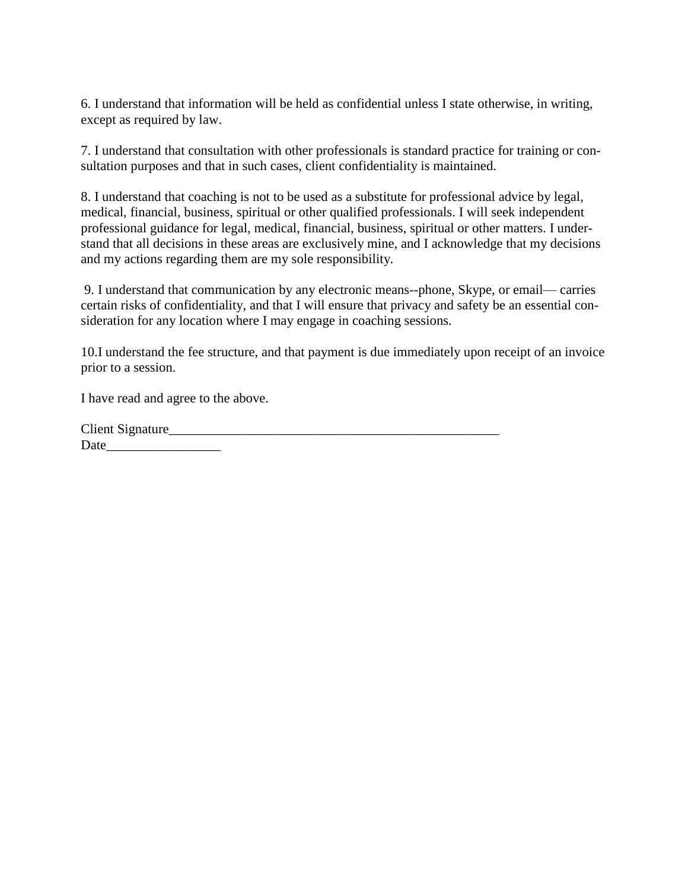6. I understand that information will be held as confidential unless I state otherwise, in writing, except as required by law.

7. I understand that consultation with other professionals is standard practice for training or consultation purposes and that in such cases, client confidentiality is maintained.

8. I understand that coaching is not to be used as a substitute for professional advice by legal, medical, financial, business, spiritual or other qualified professionals. I will seek independent professional guidance for legal, medical, financial, business, spiritual or other matters. I understand that all decisions in these areas are exclusively mine, and I acknowledge that my decisions and my actions regarding them are my sole responsibility.

9. I understand that communication by any electronic means--phone, Skype, or email— carries certain risks of confidentiality, and that I will ensure that privacy and safety be an essential consideration for any location where I may engage in coaching sessions.

10.I understand the fee structure, and that payment is due immediately upon receipt of an invoice prior to a session.

I have read and agree to the above.

Client Signature___________________________________________________
Date_________________